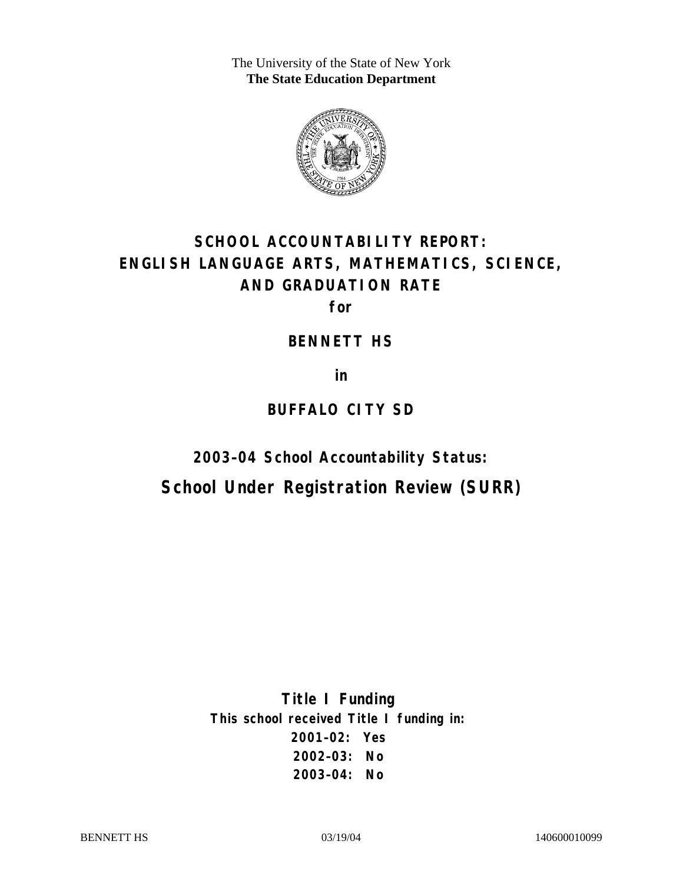The University of the State of New York
**The State Education Department**

# SCHOOL ACCOUNTABILITY REPORT: ENGLISH LANGUAGE ARTS, MATHEMATICS, SCIENCE, AND GRADUATION RATE

**for**

## BENNETT HS

**in**

## BUFFALO CITY SD

### 2003–04 School Accountability Status:

## School Under Registration Review (SURR)

**Title I Funding**

**This school received Title I funding in:**

**2001–02: Yes**
**2002–03: No**
**2003–04: No**

BENNETT HS 03/19/04 140600010099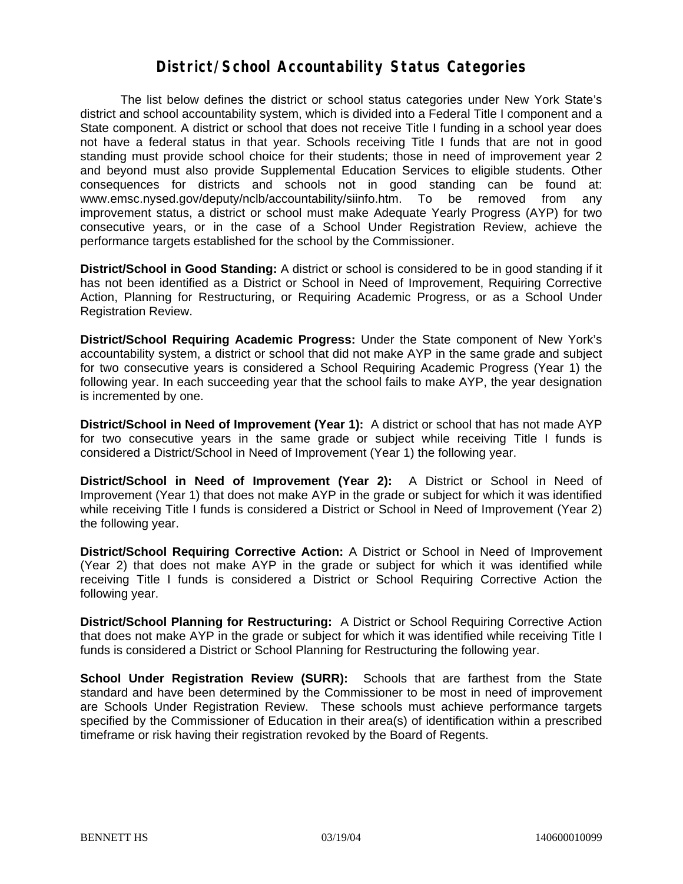# District/School Accountability Status Categories

The list below defines the district or school status categories under New York State's district and school accountability system, which is divided into a Federal Title I component and a State component. A district or school that does not receive Title I funding in a school year does not have a federal status in that year. Schools receiving Title I funds that are not in good standing must provide school choice for their students; those in need of improvement year 2 and beyond must also provide Supplemental Education Services to eligible students. Other consequences for districts and schools not in good standing can be found at: www.emsc.nysed.gov/deputy/nclb/accountability/siinfo.htm. To be removed from any improvement status, a district or school must make Adequate Yearly Progress (AYP) for two consecutive years, or in the case of a School Under Registration Review, achieve the performance targets established for the school by the Commissioner.

**District/School in Good Standing:** A district or school is considered to be in good standing if it has not been identified as a District or School in Need of Improvement, Requiring Corrective Action, Planning for Restructuring, or Requiring Academic Progress, or as a School Under Registration Review.

**District/School Requiring Academic Progress:** Under the State component of New York's accountability system, a district or school that did not make AYP in the same grade and subject for two consecutive years is considered a School Requiring Academic Progress (Year 1) the following year. In each succeeding year that the school fails to make AYP, the year designation is incremented by one.

**District/School in Need of Improvement (Year 1):** A district or school that has not made AYP for two consecutive years in the same grade or subject while receiving Title I funds is considered a District/School in Need of Improvement (Year 1) the following year.

**District/School in Need of Improvement (Year 2):** A District or School in Need of Improvement (Year 1) that does not make AYP in the grade or subject for which it was identified while receiving Title I funds is considered a District or School in Need of Improvement (Year 2) the following year.

**District/School Requiring Corrective Action:** A District or School in Need of Improvement (Year 2) that does not make AYP in the grade or subject for which it was identified while receiving Title I funds is considered a District or School Requiring Corrective Action the following year.

**District/School Planning for Restructuring:** A District or School Requiring Corrective Action that does not make AYP in the grade or subject for which it was identified while receiving Title I funds is considered a District or School Planning for Restructuring the following year.

**School Under Registration Review (SURR):** Schools that are farthest from the State standard and have been determined by the Commissioner to be most in need of improvement are Schools Under Registration Review. These schools must achieve performance targets specified by the Commissioner of Education in their area(s) of identification within a prescribed timeframe or risk having their registration revoked by the Board of Regents.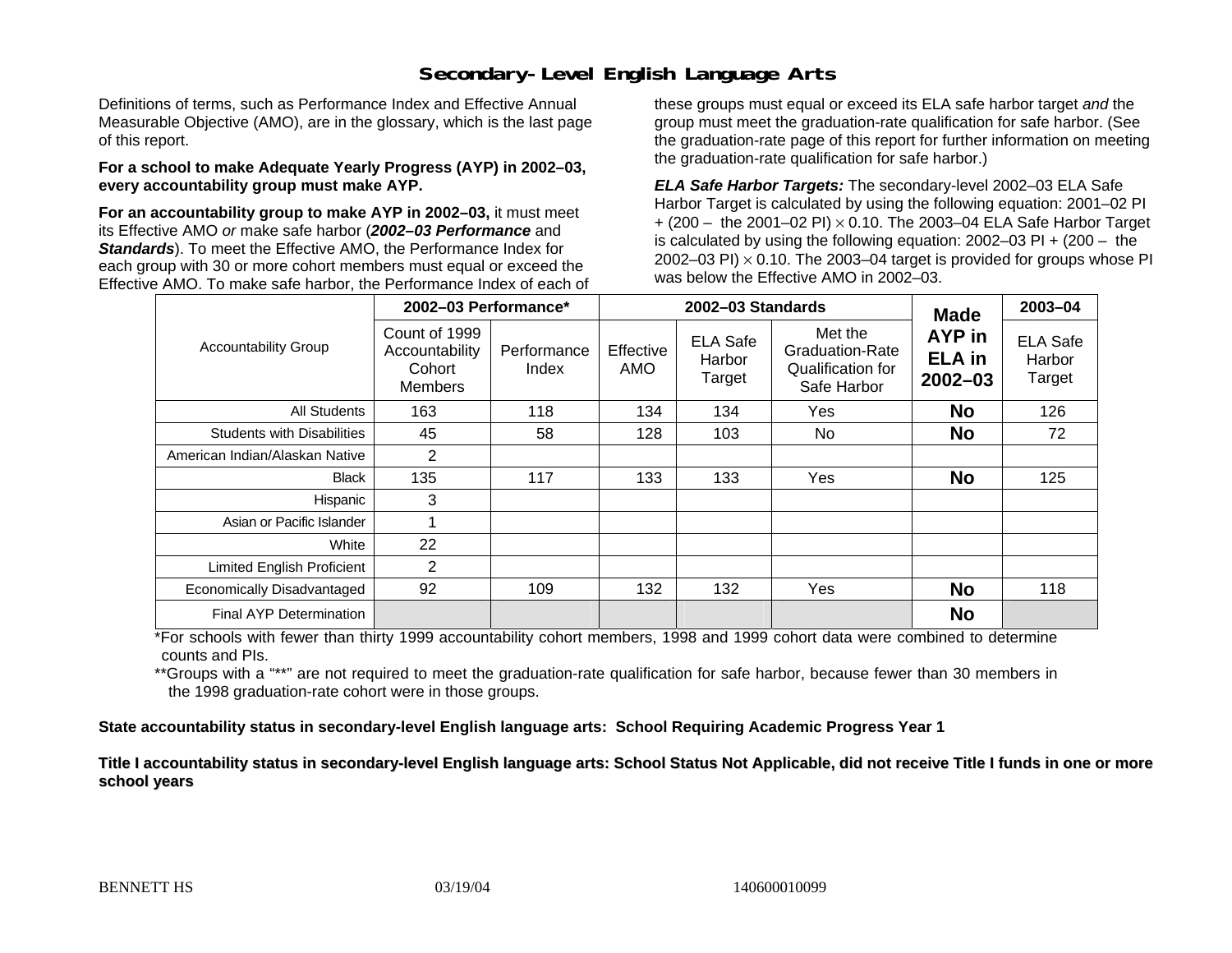## Secondary-Level English Language Arts

Definitions of terms, such as Performance Index and Effective Annual Measurable Objective (AMO), are in the glossary, which is the last page of this report.

**For a school to make Adequate Yearly Progress (AYP) in 2002–03, every accountability group must make AYP.**

**For an accountability group to make AYP in 2002–03,** it must meet its Effective AMO *or* make safe harbor (***2002–03 Performance*** and ***Standards***). To meet the Effective AMO, the Performance Index for each group with 30 or more cohort members must equal or exceed the Effective AMO. To make safe harbor, the Performance Index of each of these groups must equal or exceed its ELA safe harbor target *and* the group must meet the graduation-rate qualification for safe harbor. (See the graduation-rate page of this report for further information on meeting the graduation-rate qualification for safe harbor.)

***ELA Safe Harbor Targets:*** The secondary-level 2002–03 ELA Safe Harbor Target is calculated by using the following equation: 2001–02 PI + (200 – the 2001–02 PI) × 0.10. The 2003–04 ELA Safe Harbor Target is calculated by using the following equation: 2002–03 PI + (200 – the 2002–03 PI) × 0.10. The 2003–04 target is provided for groups whose PI was below the Effective AMO in 2002–03.

| Accountability Group | 2002–03 Performance* | | 2002–03 Standards | | | Made AYP in ELA in 2002–03 | 2003–04 |
|---|---|---|---|---|---|---|---|
| | Count of 1999 Accountability Cohort Members | Performance Index | Effective AMO | ELA Safe Harbor Target | Met the Graduation-Rate Qualification for Safe Harbor | | ELA Safe Harbor Target |
| All Students | 163 | 118 | 134 | 134 | Yes | **No** | 126 |
| Students with Disabilities | 45 | 58 | 128 | 103 | No | **No** | 72 |
| American Indian/Alaskan Native | 2 | | | | | | |
| Black | 135 | 117 | 133 | 133 | Yes | **No** | 125 |
| Hispanic | 3 | | | | | | |
| Asian or Pacific Islander | 1 | | | | | | |
| White | 22 | | | | | | |
| Limited English Proficient | 2 | | | | | | |
| Economically Disadvantaged | 92 | 109 | 132 | 132 | Yes | **No** | 118 |
| Final AYP Determination | | | | | | **No** | |

*For schools with fewer than thirty 1999 accountability cohort members, 1998 and 1999 cohort data were combined to determine counts and PIs.

**Groups with a "**" are not required to meet the graduation-rate qualification for safe harbor, because fewer than 30 members in the 1998 graduation-rate cohort were in those groups.

**State accountability status in secondary-level English language arts: School Requiring Academic Progress Year 1**

**Title I accountability status in secondary-level English language arts: School Status Not Applicable, did not receive Title I funds in one or more school years**

BENNETT HS 03/19/04 140600010099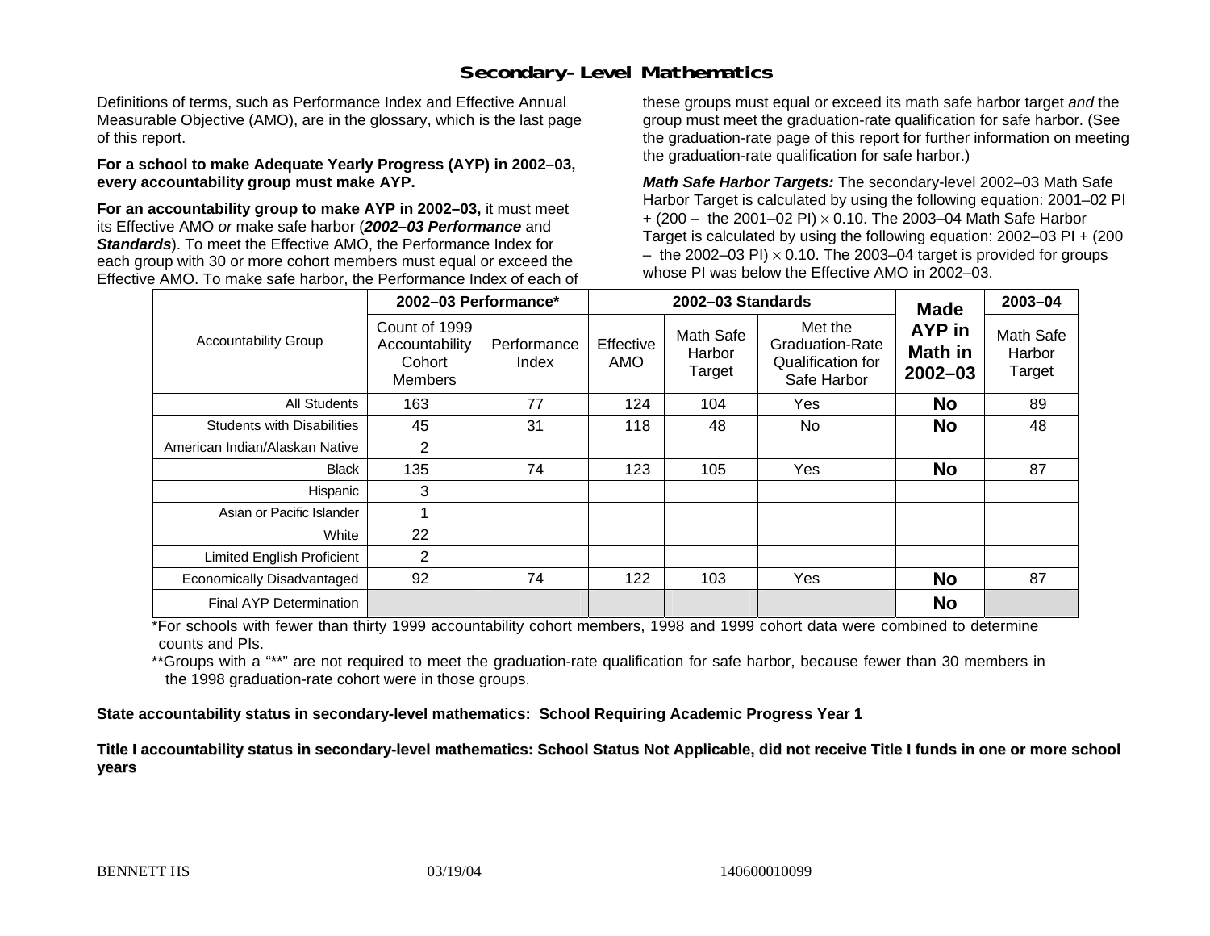# Secondary-Level Mathematics

Definitions of terms, such as Performance Index and Effective Annual Measurable Objective (AMO), are in the glossary, which is the last page of this report.

**For a school to make Adequate Yearly Progress (AYP) in 2002–03, every accountability group must make AYP.**

**For an accountability group to make AYP in 2002–03,** it must meet its Effective AMO *or* make safe harbor (***2002–03 Performance*** and ***Standards***). To meet the Effective AMO, the Performance Index for each group with 30 or more cohort members must equal or exceed the Effective AMO. To make safe harbor, the Performance Index of each of these groups must equal or exceed its math safe harbor target *and* the group must meet the graduation-rate qualification for safe harbor. (See the graduation-rate page of this report for further information on meeting the graduation-rate qualification for safe harbor.)

***Math Safe Harbor Targets:*** The secondary-level 2002–03 Math Safe Harbor Target is calculated by using the following equation: 2001–02 PI + (200 – the 2001–02 PI) $\times$ 0.10. The 2003–04 Math Safe Harbor Target is calculated by using the following equation: 2002–03 PI + (200 – the 2002–03 PI) $\times$ 0.10. The 2003–04 target is provided for groups whose PI was below the Effective AMO in 2002–03.

| Accountability Group | 2002–03 Performance* | | 2002–03 Standards | | | Made AYP in Math in 2002–03 | 2003–04 |
|---|---|---|---|---|---|---|---|
| | Count of 1999 Accountability Cohort Members | Performance Index | Effective AMO | Math Safe Harbor Target | Met the Graduation-Rate Qualification for Safe Harbor | | Math Safe Harbor Target |
| All Students | 163 | 77 | 124 | 104 | Yes | **No** | 89 |
| Students with Disabilities | 45 | 31 | 118 | 48 | No | **No** | 48 |
| American Indian/Alaskan Native | 2 | | | | | | |
| Black | 135 | 74 | 123 | 105 | Yes | **No** | 87 |
| Hispanic | 3 | | | | | | |
| Asian or Pacific Islander | 1 | | | | | | |
| White | 22 | | | | | | |
| Limited English Proficient | 2 | | | | | | |
| Economically Disadvantaged | 92 | 74 | 122 | 103 | Yes | **No** | 87 |
| Final AYP Determination | | | | | | **No** | |

*For schools with fewer than thirty 1999 accountability cohort members, 1998 and 1999 cohort data were combined to determine counts and PIs.

**Groups with a "**" are not required to meet the graduation-rate qualification for safe harbor, because fewer than 30 members in the 1998 graduation-rate cohort were in those groups.

**State accountability status in secondary-level mathematics: School Requiring Academic Progress Year 1**

**Title I accountability status in secondary-level mathematics: School Status Not Applicable, did not receive Title I funds in one or more school years**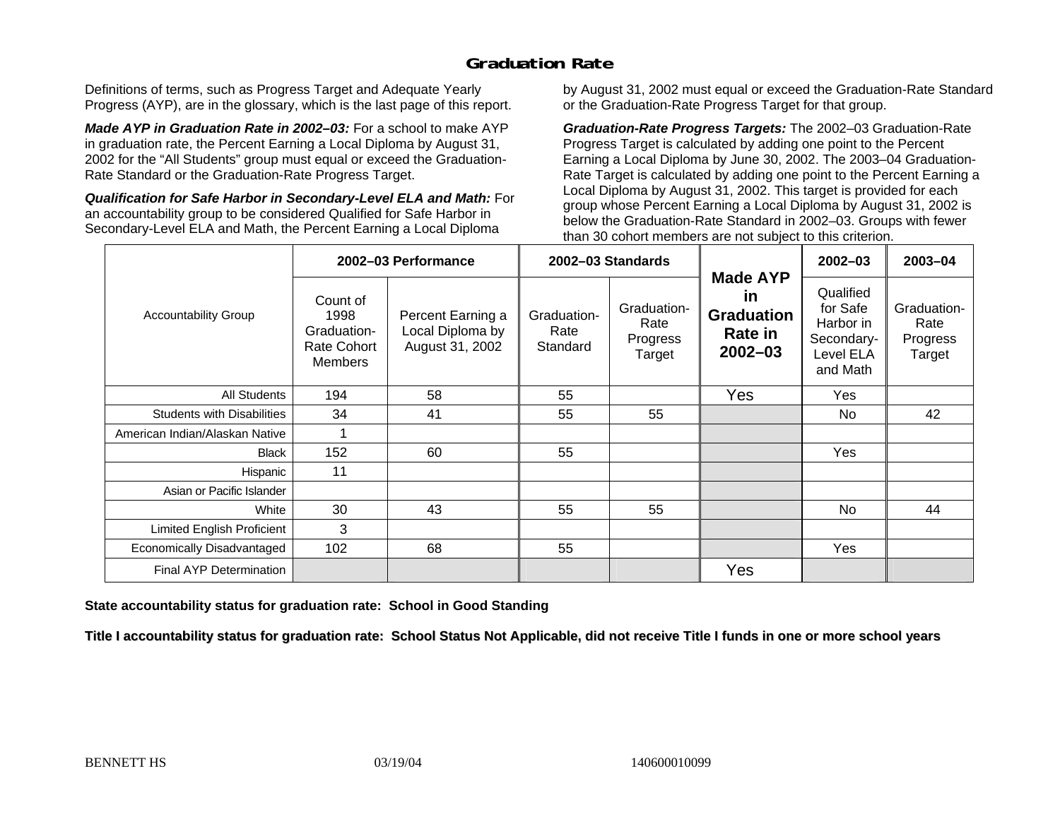# Graduation Rate

Definitions of terms, such as Progress Target and Adequate Yearly Progress (AYP), are in the glossary, which is the last page of this report.

***Made AYP in Graduation Rate in 2002–03:*** For a school to make AYP in graduation rate, the Percent Earning a Local Diploma by August 31, 2002 for the "All Students" group must equal or exceed the Graduation-Rate Standard or the Graduation-Rate Progress Target.

***Qualification for Safe Harbor in Secondary-Level ELA and Math:*** For an accountability group to be considered Qualified for Safe Harbor in Secondary-Level ELA and Math, the Percent Earning a Local Diploma by August 31, 2002 must equal or exceed the Graduation-Rate Standard or the Graduation-Rate Progress Target for that group.

***Graduation-Rate Progress Targets:*** The 2002–03 Graduation-Rate Progress Target is calculated by adding one point to the Percent Earning a Local Diploma by June 30, 2002. The 2003–04 Graduation-Rate Target is calculated by adding one point to the Percent Earning a Local Diploma by August 31, 2002. This target is provided for each group whose Percent Earning a Local Diploma by August 31, 2002 is below the Graduation-Rate Standard in 2002–03. Groups with fewer than 30 cohort members are not subject to this criterion.

| Accountability Group | 2002–03 Performance | | 2002–03 Standards | | Made AYP in Graduation Rate in 2002–03 | 2002–03 | 2003–04 |
|---|---|---|---|---|---|---|---|
| | Count of 1998 Graduation-Rate Cohort Members | Percent Earning a Local Diploma by August 31, 2002 | Graduation-Rate Standard | Graduation-Rate Progress Target | | Qualified for Safe Harbor in Secondary-Level ELA and Math | Graduation-Rate Progress Target |
| All Students | 194 | 58 | 55 | | Yes | Yes | |
| Students with Disabilities | 34 | 41 | 55 | 55 | | No | 42 |
| American Indian/Alaskan Native | 1 | | | | | | |
| Black | 152 | 60 | 55 | | | Yes | |
| Hispanic | 11 | | | | | | |
| Asian or Pacific Islander | | | | | | | |
| White | 30 | 43 | 55 | 55 | | No | 44 |
| Limited English Proficient | 3 | | | | | | |
| Economically Disadvantaged | 102 | 68 | 55 | | | Yes | |
| Final AYP Determination | | | | | Yes | | |

**State accountability status for graduation rate: School in Good Standing**

**Title I accountability status for graduation rate: School Status Not Applicable, did not receive Title I funds in one or more school years**

BENNETT HS 03/19/04 140600010099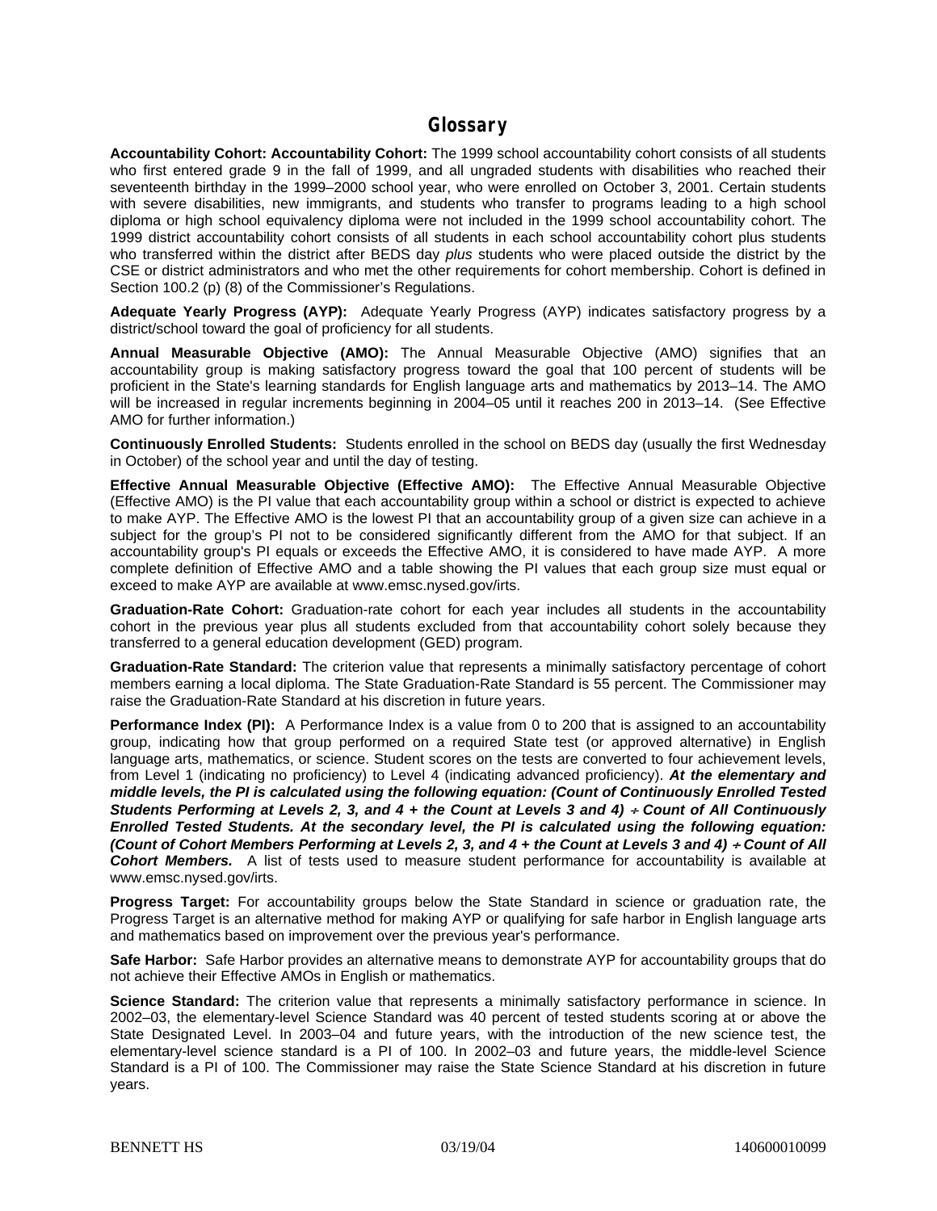# Glossary

**Accountability Cohort: Accountability Cohort:** The 1999 school accountability cohort consists of all students who first entered grade 9 in the fall of 1999, and all ungraded students with disabilities who reached their seventeenth birthday in the 1999–2000 school year, who were enrolled on October 3, 2001. Certain students with severe disabilities, new immigrants, and students who transfer to programs leading to a high school diploma or high school equivalency diploma were not included in the 1999 school accountability cohort. The 1999 district accountability cohort consists of all students in each school accountability cohort plus students who transferred within the district after BEDS day *plus* students who were placed outside the district by the CSE or district administrators and who met the other requirements for cohort membership. Cohort is defined in Section 100.2 (p) (8) of the Commissioner's Regulations.

**Adequate Yearly Progress (AYP):** Adequate Yearly Progress (AYP) indicates satisfactory progress by a district/school toward the goal of proficiency for all students.

**Annual Measurable Objective (AMO):** The Annual Measurable Objective (AMO) signifies that an accountability group is making satisfactory progress toward the goal that 100 percent of students will be proficient in the State's learning standards for English language arts and mathematics by 2013–14. The AMO will be increased in regular increments beginning in 2004–05 until it reaches 200 in 2013–14. (See Effective AMO for further information.)

**Continuously Enrolled Students:** Students enrolled in the school on BEDS day (usually the first Wednesday in October) of the school year and until the day of testing.

**Effective Annual Measurable Objective (Effective AMO):** The Effective Annual Measurable Objective (Effective AMO) is the PI value that each accountability group within a school or district is expected to achieve to make AYP. The Effective AMO is the lowest PI that an accountability group of a given size can achieve in a subject for the group's PI not to be considered significantly different from the AMO for that subject. If an accountability group's PI equals or exceeds the Effective AMO, it is considered to have made AYP. A more complete definition of Effective AMO and a table showing the PI values that each group size must equal or exceed to make AYP are available at www.emsc.nysed.gov/irts.

**Graduation-Rate Cohort:** Graduation-rate cohort for each year includes all students in the accountability cohort in the previous year plus all students excluded from that accountability cohort solely because they transferred to a general education development (GED) program.

**Graduation-Rate Standard:** The criterion value that represents a minimally satisfactory percentage of cohort members earning a local diploma. The State Graduation-Rate Standard is 55 percent. The Commissioner may raise the Graduation-Rate Standard at his discretion in future years.

**Performance Index (PI):** A Performance Index is a value from 0 to 200 that is assigned to an accountability group, indicating how that group performed on a required State test (or approved alternative) in English language arts, mathematics, or science. Student scores on the tests are converted to four achievement levels, from Level 1 (indicating no proficiency) to Level 4 (indicating advanced proficiency). ***At the elementary and middle levels, the PI is calculated using the following equation: (Count of Continuously Enrolled Tested Students Performing at Levels 2, 3, and 4 + the Count at Levels 3 and 4) ÷ Count of All Continuously Enrolled Tested Students. At the secondary level, the PI is calculated using the following equation: (Count of Cohort Members Performing at Levels 2, 3, and 4 + the Count at Levels 3 and 4) ÷ Count of All Cohort Members.*** A list of tests used to measure student performance for accountability is available at www.emsc.nysed.gov/irts.

**Progress Target:** For accountability groups below the State Standard in science or graduation rate, the Progress Target is an alternative method for making AYP or qualifying for safe harbor in English language arts and mathematics based on improvement over the previous year's performance.

**Safe Harbor:** Safe Harbor provides an alternative means to demonstrate AYP for accountability groups that do not achieve their Effective AMOs in English or mathematics.

**Science Standard:** The criterion value that represents a minimally satisfactory performance in science. In 2002–03, the elementary-level Science Standard was 40 percent of tested students scoring at or above the State Designated Level. In 2003–04 and future years, with the introduction of the new science test, the elementary-level science standard is a PI of 100. In 2002–03 and future years, the middle-level Science Standard is a PI of 100. The Commissioner may raise the State Science Standard at his discretion in future years.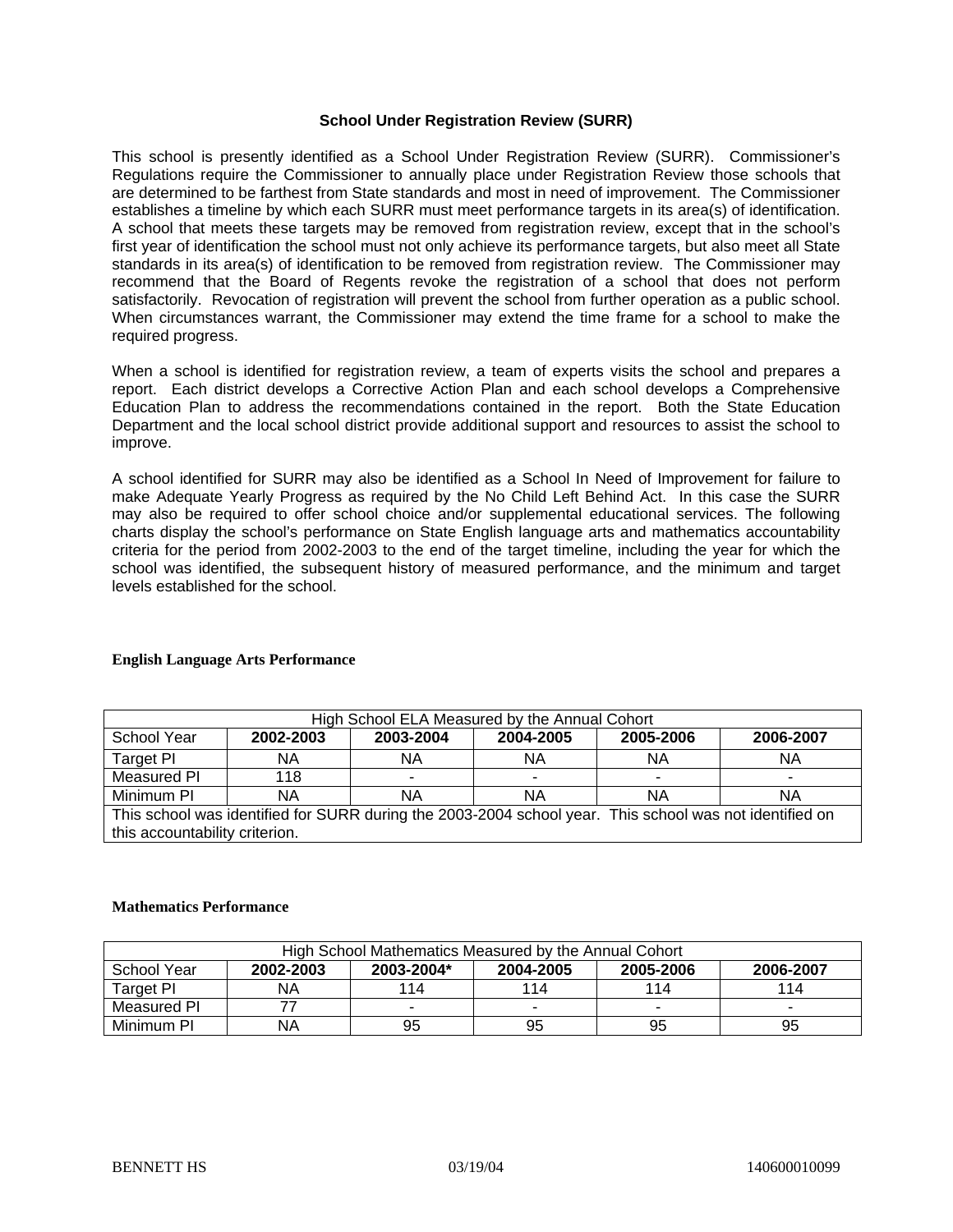## School Under Registration Review (SURR)

This school is presently identified as a School Under Registration Review (SURR). Commissioner's Regulations require the Commissioner to annually place under Registration Review those schools that are determined to be farthest from State standards and most in need of improvement. The Commissioner establishes a timeline by which each SURR must meet performance targets in its area(s) of identification. A school that meets these targets may be removed from registration review, except that in the school's first year of identification the school must not only achieve its performance targets, but also meet all State standards in its area(s) of identification to be removed from registration review. The Commissioner may recommend that the Board of Regents revoke the registration of a school that does not perform satisfactorily. Revocation of registration will prevent the school from further operation as a public school. When circumstances warrant, the Commissioner may extend the time frame for a school to make the required progress.

When a school is identified for registration review, a team of experts visits the school and prepares a report. Each district develops a Corrective Action Plan and each school develops a Comprehensive Education Plan to address the recommendations contained in the report. Both the State Education Department and the local school district provide additional support and resources to assist the school to improve.

A school identified for SURR may also be identified as a School In Need of Improvement for failure to make Adequate Yearly Progress as required by the No Child Left Behind Act. In this case the SURR may also be required to offer school choice and/or supplemental educational services. The following charts display the school's performance on State English language arts and mathematics accountability criteria for the period from 2002-2003 to the end of the target timeline, including the year for which the school was identified, the subsequent history of measured performance, and the minimum and target levels established for the school.

### English Language Arts Performance

| High School ELA Measured by the Annual Cohort | | | | | |
|---|---|---|---|---|---|
| School Year | **2002-2003** | **2003-2004** | **2004-2005** | **2005-2006** | **2006-2007** |
| Target PI | NA | NA | NA | NA | NA |
| Measured PI | 118 | - | - | - | - |
| Minimum PI | NA | NA | NA | NA | NA |
| This school was identified for SURR during the 2003-2004 school year. This school was not identified on this accountability criterion. | | | | | |

### Mathematics Performance

| High School Mathematics Measured by the Annual Cohort | | | | | |
|---|---|---|---|---|---|
| School Year | **2002-2003** | **2003-2004*** | **2004-2005** | **2005-2006** | **2006-2007** |
| Target PI | NA | 114 | 114 | 114 | 114 |
| Measured PI | 77 | - | - | - | - |
| Minimum PI | NA | 95 | 95 | 95 | 95 |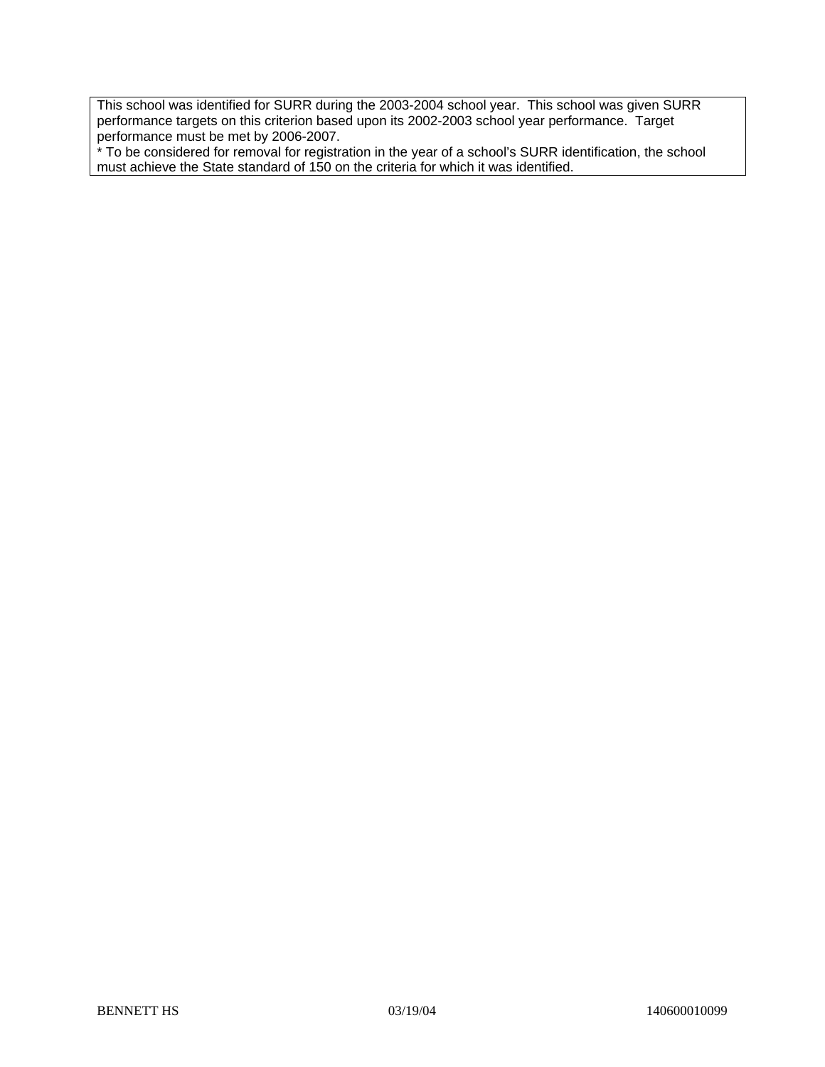This school was identified for SURR during the 2003-2004 school year. This school was given SURR performance targets on this criterion based upon its 2002-2003 school year performance. Target performance must be met by 2006-2007.

* To be considered for removal for registration in the year of a school's SURR identification, the school must achieve the State standard of 150 on the criteria for which it was identified.